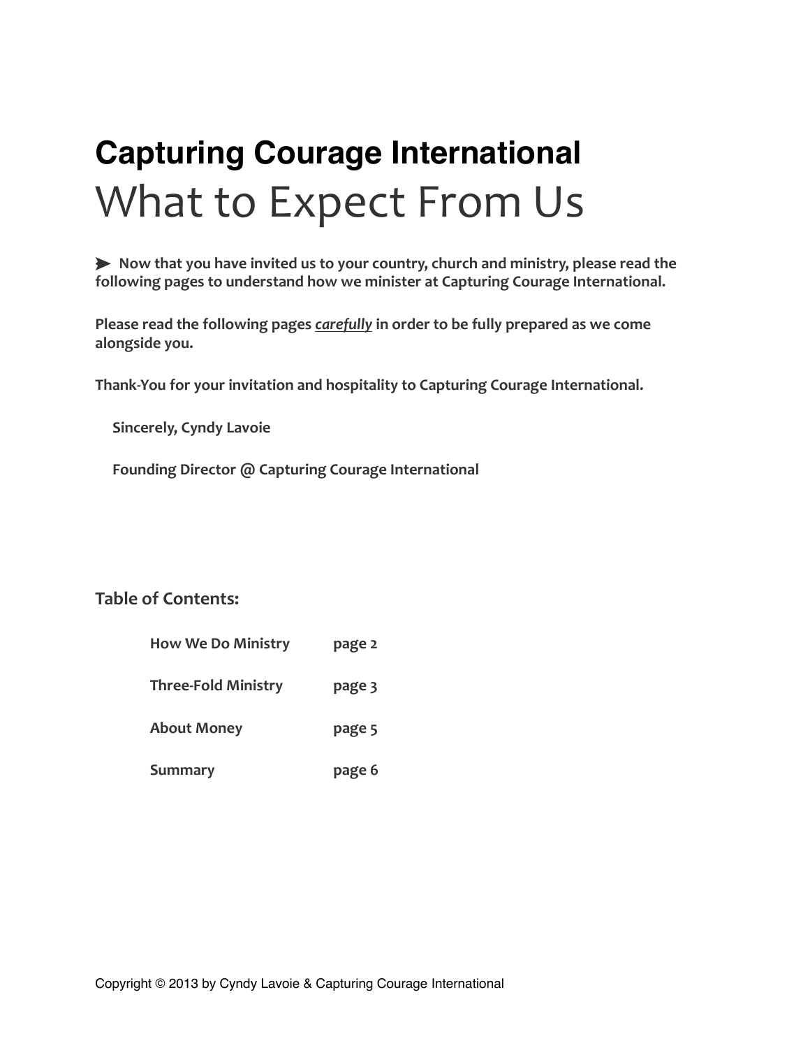# Capturing Courage International

## What to Expect From Us

➤ **Now that you have invited us to your country, church and ministry, please read the following pages to understand how we minister at Capturing Courage International.**

**Please read the following pages *carefully* in order to be fully prepared as we come alongside you.**

**Thank-You for your invitation and hospitality to Capturing Courage International.**

**Sincerely, Cyndy Lavoie**

**Founding Director @ Capturing Courage International**

**Table of Contents:**

| | |
|---|---|
| **How We Do Ministry** | **page 2** |
| **Three-Fold Ministry** | **page 3** |
| **About Money** | **page 5** |
| **Summary** | **page 6** |

Copyright © 2013 by Cyndy Lavoie & Capturing Courage International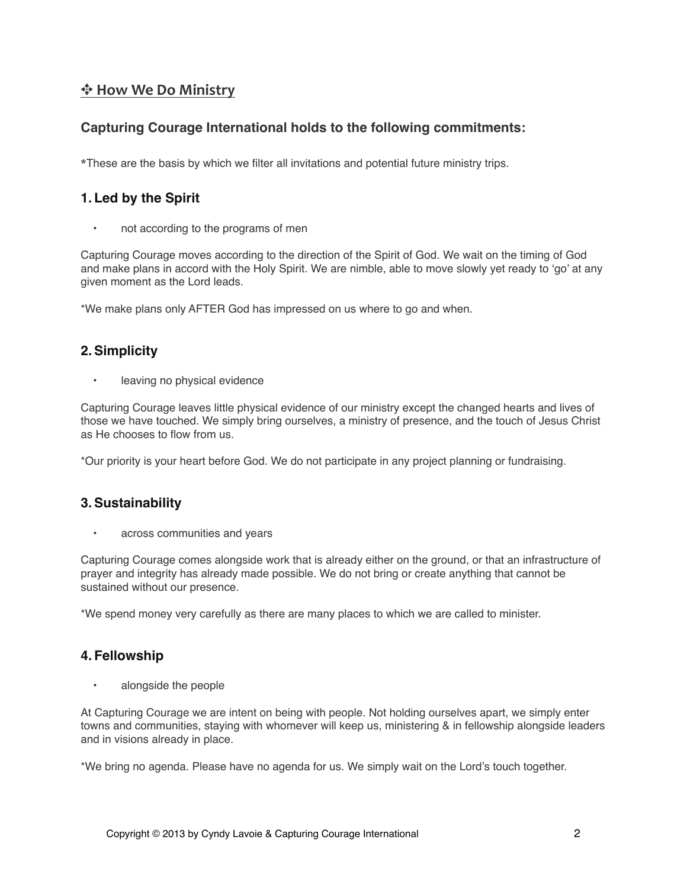## ✣ How We Do Ministry

### Capturing Courage International holds to the following commitments:

*These are the basis by which we filter all invitations and potential future ministry trips.

### 1. Led by the Spirit

- not according to the programs of men

Capturing Courage moves according to the direction of the Spirit of God. We wait on the timing of God and make plans in accord with the Holy Spirit. We are nimble, able to move slowly yet ready to 'go' at any given moment as the Lord leads.

*We make plans only AFTER God has impressed on us where to go and when.

### 2. Simplicity

- leaving no physical evidence

Capturing Courage leaves little physical evidence of our ministry except the changed hearts and lives of those we have touched. We simply bring ourselves, a ministry of presence, and the touch of Jesus Christ as He chooses to flow from us.

*Our priority is your heart before God. We do not participate in any project planning or fundraising.

### 3. Sustainability

- across communities and years

Capturing Courage comes alongside work that is already either on the ground, or that an infrastructure of prayer and integrity has already made possible. We do not bring or create anything that cannot be sustained without our presence.

*We spend money very carefully as there are many places to which we are called to minister.

### 4. Fellowship

- alongside the people

At Capturing Courage we are intent on being with people. Not holding ourselves apart, we simply enter towns and communities, staying with whomever will keep us, ministering & in fellowship alongside leaders and in visions already in place.

*We bring no agenda. Please have no agenda for us. We simply wait on the Lord's touch together.

Copyright © 2013 by Cyndy Lavoie & Capturing Courage International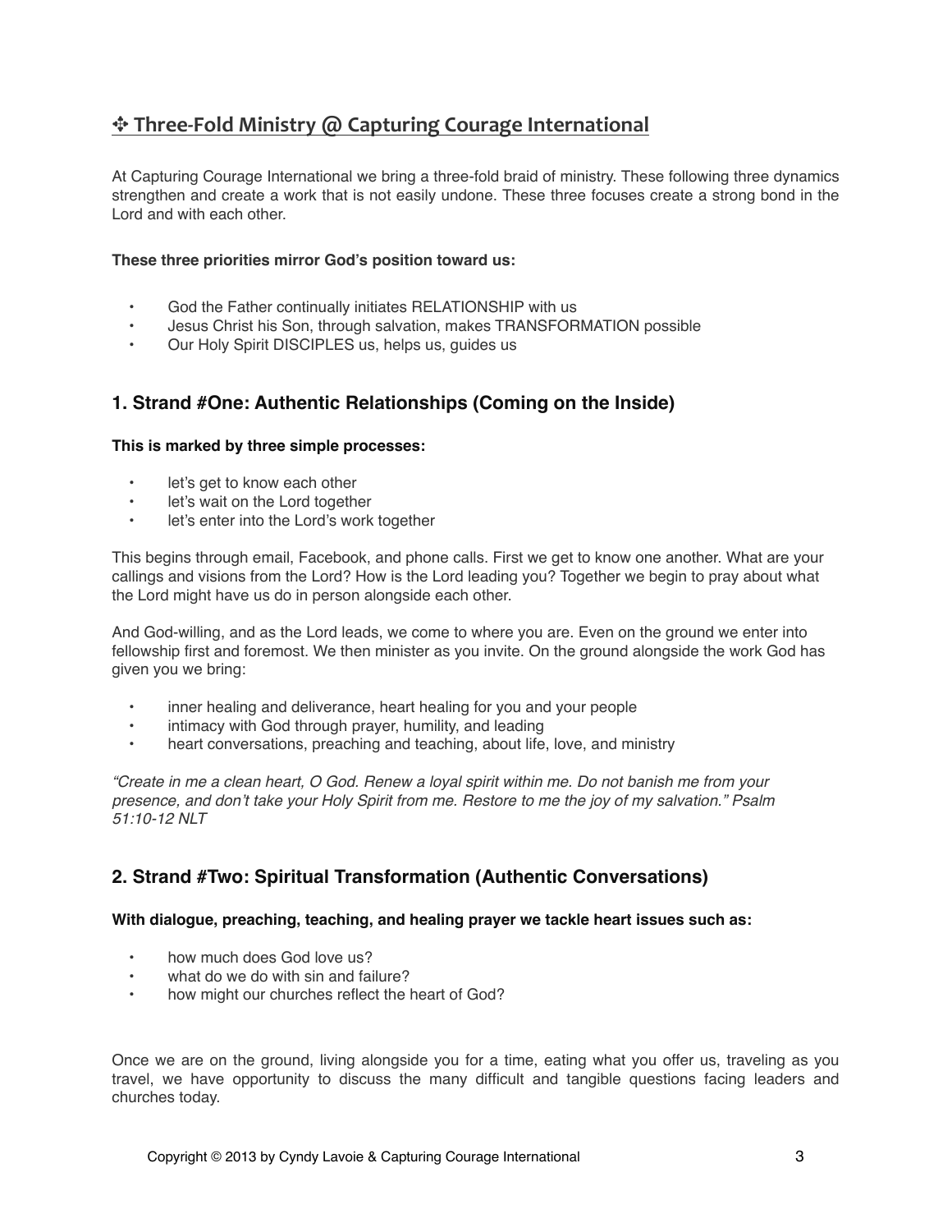## ✣ Three-Fold Ministry @ Capturing Courage International

At Capturing Courage International we bring a three-fold braid of ministry. These following three dynamics strengthen and create a work that is not easily undone. These three focuses create a strong bond in the Lord and with each other.

**These three priorities mirror God's position toward us:**

- God the Father continually initiates RELATIONSHIP with us
- Jesus Christ his Son, through salvation, makes TRANSFORMATION possible
- Our Holy Spirit DISCIPLES us, helps us, guides us

### 1. Strand #One: Authentic Relationships (Coming on the Inside)

**This is marked by three simple processes:**

- let's get to know each other
- let's wait on the Lord together
- let's enter into the Lord's work together

This begins through email, Facebook, and phone calls. First we get to know one another. What are your callings and visions from the Lord? How is the Lord leading you? Together we begin to pray about what the Lord might have us do in person alongside each other.

And God-willing, and as the Lord leads, we come to where you are. Even on the ground we enter into fellowship first and foremost. We then minister as you invite. On the ground alongside the work God has given you we bring:

- inner healing and deliverance, heart healing for you and your people
- intimacy with God through prayer, humility, and leading
- heart conversations, preaching and teaching, about life, love, and ministry

*"Create in me a clean heart, O God. Renew a loyal spirit within me. Do not banish me from your presence, and don't take your Holy Spirit from me. Restore to me the joy of my salvation." Psalm 51:10-12 NLT*

### 2. Strand #Two: Spiritual Transformation (Authentic Conversations)

**With dialogue, preaching, teaching, and healing prayer we tackle heart issues such as:**

- how much does God love us?
- what do we do with sin and failure?
- how might our churches reflect the heart of God?

Once we are on the ground, living alongside you for a time, eating what you offer us, traveling as you travel, we have opportunity to discuss the many difficult and tangible questions facing leaders and churches today.

Copyright © 2013 by Cyndy Lavoie & Capturing Courage International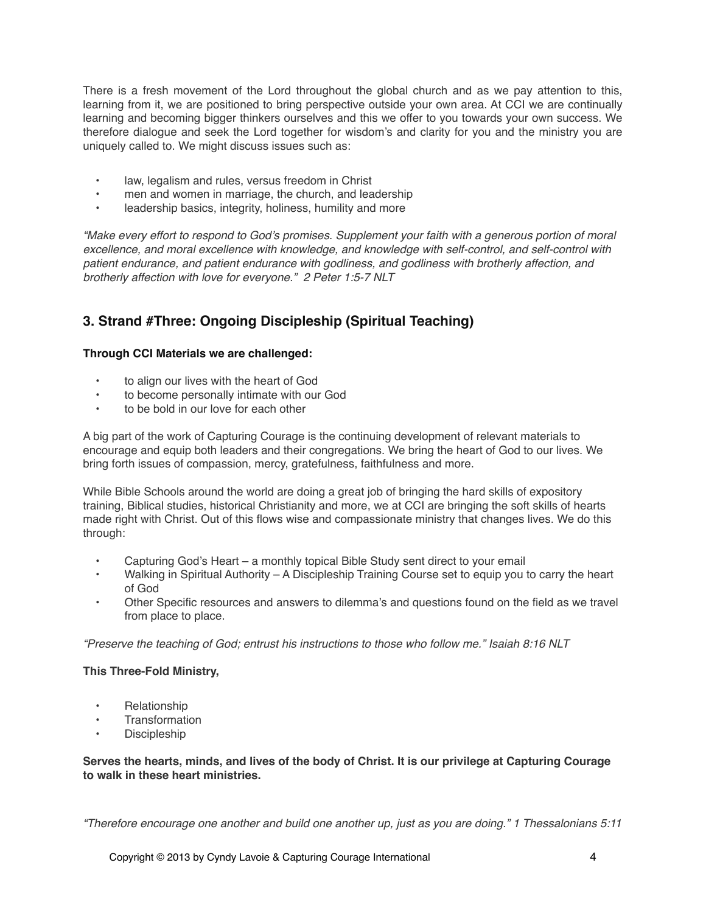There is a fresh movement of the Lord throughout the global church and as we pay attention to this, learning from it, we are positioned to bring perspective outside your own area. At CCI we are continually learning and becoming bigger thinkers ourselves and this we offer to you towards your own success. We therefore dialogue and seek the Lord together for wisdom's and clarity for you and the ministry you are uniquely called to. We might discuss issues such as:

- law, legalism and rules, versus freedom in Christ
- men and women in marriage, the church, and leadership
- leadership basics, integrity, holiness, humility and more

*"Make every effort to respond to God's promises. Supplement your faith with a generous portion of moral excellence, and moral excellence with knowledge, and knowledge with self-control, and self-control with patient endurance, and patient endurance with godliness, and godliness with brotherly affection, and brotherly affection with love for everyone." 2 Peter 1:5-7 NLT*

## 3. Strand #Three: Ongoing Discipleship (Spiritual Teaching)

**Through CCI Materials we are challenged:**

- to align our lives with the heart of God
- to become personally intimate with our God
- to be bold in our love for each other

A big part of the work of Capturing Courage is the continuing development of relevant materials to encourage and equip both leaders and their congregations. We bring the heart of God to our lives. We bring forth issues of compassion, mercy, gratefulness, faithfulness and more.

While Bible Schools around the world are doing a great job of bringing the hard skills of expository training, Biblical studies, historical Christianity and more, we at CCI are bringing the soft skills of hearts made right with Christ. Out of this flows wise and compassionate ministry that changes lives. We do this through:

- Capturing God's Heart – a monthly topical Bible Study sent direct to your email
- Walking in Spiritual Authority – A Discipleship Training Course set to equip you to carry the heart of God
- Other Specific resources and answers to dilemma's and questions found on the field as we travel from place to place.

*"Preserve the teaching of God; entrust his instructions to those who follow me." Isaiah 8:16 NLT*

**This Three-Fold Ministry,**

- Relationship
- Transformation
- Discipleship

**Serves the hearts, minds, and lives of the body of Christ. It is our privilege at Capturing Courage to walk in these heart ministries.**

*"Therefore encourage one another and build one another up, just as you are doing." 1 Thessalonians 5:11*

Copyright © 2013 by Cyndy Lavoie & Capturing Courage International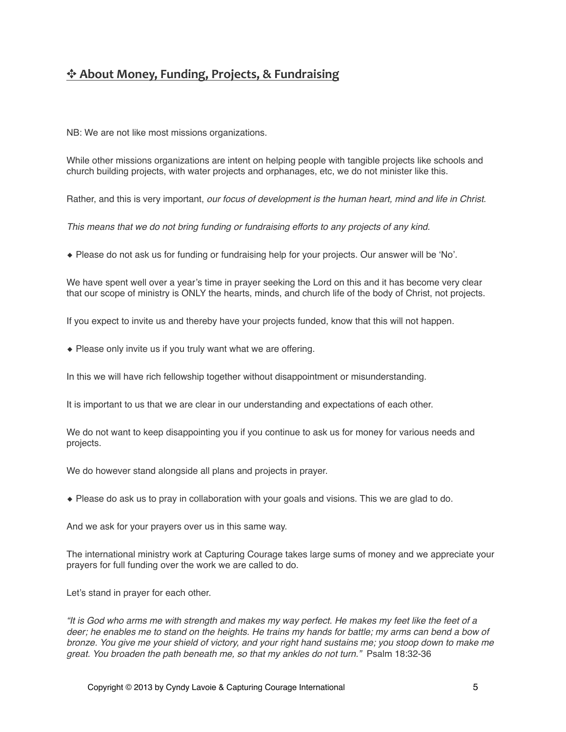## ✣ About Money, Funding, Projects, & Fundraising

NB: We are not like most missions organizations.

While other missions organizations are intent on helping people with tangible projects like schools and church building projects, with water projects and orphanages, etc, we do not minister like this.

Rather, and this is very important, *our focus of development is the human heart, mind and life in Christ*.

*This means that we do not bring funding or fundraising efforts to any projects of any kind.*

◆ Please do not ask us for funding or fundraising help for your projects. Our answer will be 'No'.

We have spent well over a year's time in prayer seeking the Lord on this and it has become very clear that our scope of ministry is ONLY the hearts, minds, and church life of the body of Christ, not projects.

If you expect to invite us and thereby have your projects funded, know that this will not happen.

◆ Please only invite us if you truly want what we are offering.

In this we will have rich fellowship together without disappointment or misunderstanding.

It is important to us that we are clear in our understanding and expectations of each other.

We do not want to keep disappointing you if you continue to ask us for money for various needs and projects.

We do however stand alongside all plans and projects in prayer.

◆ Please do ask us to pray in collaboration with your goals and visions. This we are glad to do.

And we ask for your prayers over us in this same way.

The international ministry work at Capturing Courage takes large sums of money and we appreciate your prayers for full funding over the work we are called to do.

Let's stand in prayer for each other.

*"It is God who arms me with strength and makes my way perfect. He makes my feet like the feet of a deer; he enables me to stand on the heights. He trains my hands for battle; my arms can bend a bow of bronze. You give me your shield of victory, and your right hand sustains me; you stoop down to make me great. You broaden the path beneath me, so that my ankles do not turn."* Psalm 18:32-36

Copyright © 2013 by Cyndy Lavoie & Capturing Courage International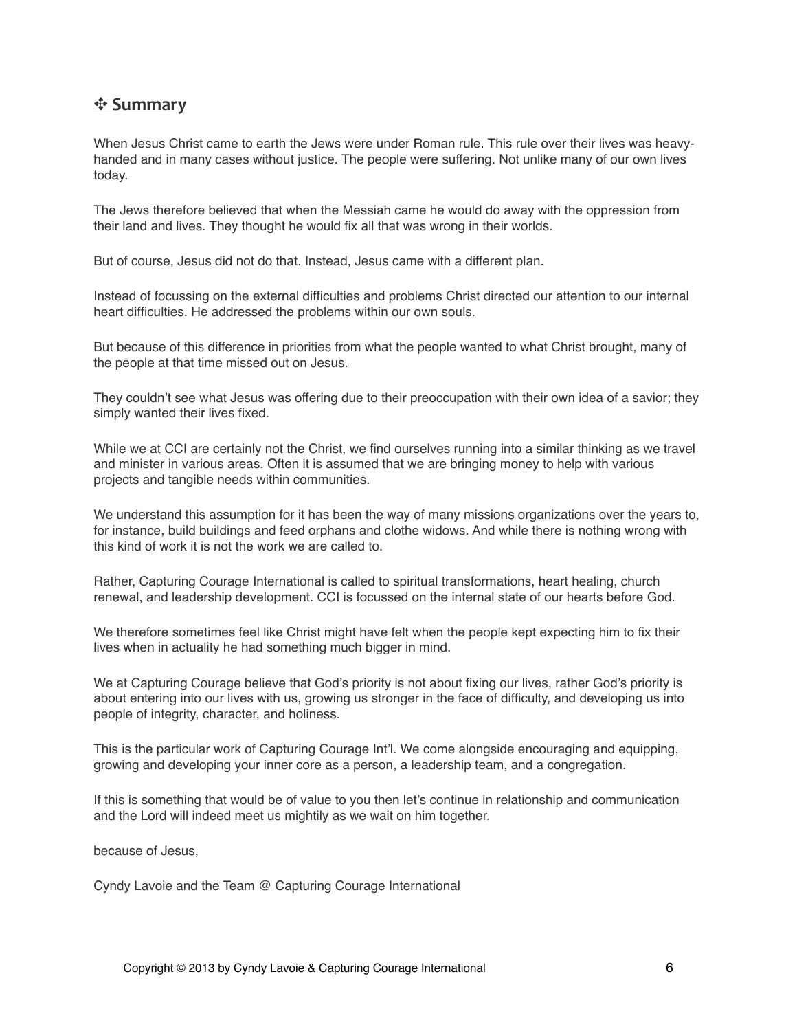## ✣ Summary

When Jesus Christ came to earth the Jews were under Roman rule. This rule over their lives was heavy-handed and in many cases without justice. The people were suffering. Not unlike many of our own lives today.

The Jews therefore believed that when the Messiah came he would do away with the oppression from their land and lives. They thought he would fix all that was wrong in their worlds.

But of course, Jesus did not do that. Instead, Jesus came with a different plan.

Instead of focussing on the external difficulties and problems Christ directed our attention to our internal heart difficulties. He addressed the problems within our own souls.

But because of this difference in priorities from what the people wanted to what Christ brought, many of the people at that time missed out on Jesus.

They couldn't see what Jesus was offering due to their preoccupation with their own idea of a savior; they simply wanted their lives fixed.

While we at CCI are certainly not the Christ, we find ourselves running into a similar thinking as we travel and minister in various areas. Often it is assumed that we are bringing money to help with various projects and tangible needs within communities.

We understand this assumption for it has been the way of many missions organizations over the years to, for instance, build buildings and feed orphans and clothe widows. And while there is nothing wrong with this kind of work it is not the work we are called to.

Rather, Capturing Courage International is called to spiritual transformations, heart healing, church renewal, and leadership development. CCI is focussed on the internal state of our hearts before God.

We therefore sometimes feel like Christ might have felt when the people kept expecting him to fix their lives when in actuality he had something much bigger in mind.

We at Capturing Courage believe that God's priority is not about fixing our lives, rather God's priority is about entering into our lives with us, growing us stronger in the face of difficulty, and developing us into people of integrity, character, and holiness.

This is the particular work of Capturing Courage Int'l. We come alongside encouraging and equipping, growing and developing your inner core as a person, a leadership team, and a congregation.

If this is something that would be of value to you then let's continue in relationship and communication and the Lord will indeed meet us mightily as we wait on him together.

because of Jesus,

Cyndy Lavoie and the Team @ Capturing Courage International

Copyright © 2013 by Cyndy Lavoie & Capturing Courage International